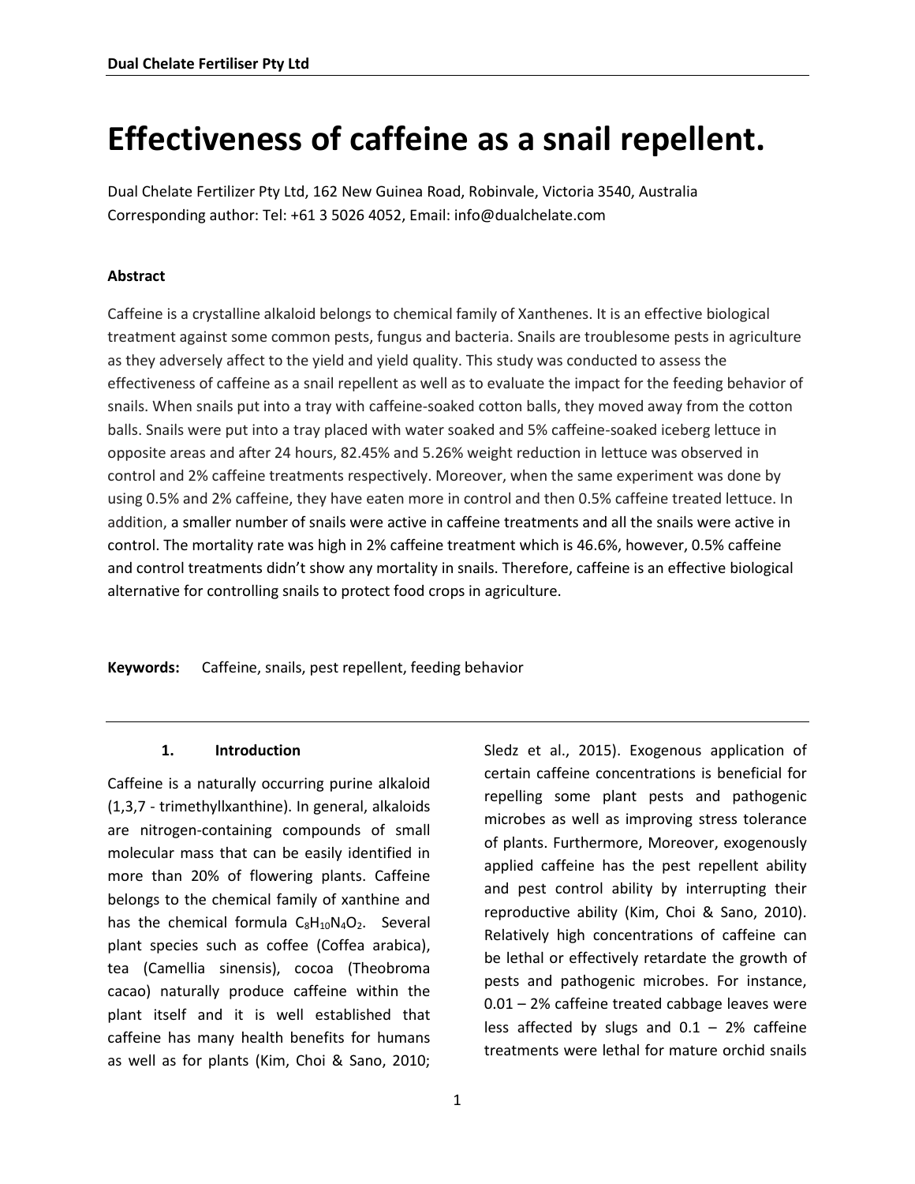# Effectiveness of caffeine as a snail repellent.

Dual Chelate Fertilizer Pty Ltd, 162 New Guinea Road, Robinvale, Victoria 3540, Australia
Corresponding author: Tel: +61 3 5026 4052, Email: info@dualchelate.com

**Abstract**

Caffeine is a crystalline alkaloid belongs to chemical family of Xanthenes. It is an effective biological treatment against some common pests, fungus and bacteria. Snails are troublesome pests in agriculture as they adversely affect to the yield and yield quality. This study was conducted to assess the effectiveness of caffeine as a snail repellent as well as to evaluate the impact for the feeding behavior of snails. When snails put into a tray with caffeine-soaked cotton balls, they moved away from the cotton balls. Snails were put into a tray placed with water soaked and 5% caffeine-soaked iceberg lettuce in opposite areas and after 24 hours, 82.45% and 5.26% weight reduction in lettuce was observed in control and 2% caffeine treatments respectively. Moreover, when the same experiment was done by using 0.5% and 2% caffeine, they have eaten more in control and then 0.5% caffeine treated lettuce. In addition, a smaller number of snails were active in caffeine treatments and all the snails were active in control. The mortality rate was high in 2% caffeine treatment which is 46.6%, however, 0.5% caffeine and control treatments didn't show any mortality in snails. Therefore, caffeine is an effective biological alternative for controlling snails to protect food crops in agriculture.

**Keywords:** Caffeine, snails, pest repellent, feeding behavior

## 1. Introduction

Caffeine is a naturally occurring purine alkaloid (1,3,7 - trimethyllxanthine). In general, alkaloids are nitrogen-containing compounds of small molecular mass that can be easily identified in more than 20% of flowering plants. Caffeine belongs to the chemical family of xanthine and has the chemical formula $C_8H_{10}N_4O_2$. Several plant species such as coffee (Coffea arabica), tea (Camellia sinensis), cocoa (Theobroma cacao) naturally produce caffeine within the plant itself and it is well established that caffeine has many health benefits for humans as well as for plants (Kim, Choi & Sano, 2010; Sledz et al., 2015). Exogenous application of certain caffeine concentrations is beneficial for repelling some plant pests and pathogenic microbes as well as improving stress tolerance of plants. Furthermore, Moreover, exogenously applied caffeine has the pest repellent ability and pest control ability by interrupting their reproductive ability (Kim, Choi & Sano, 2010). Relatively high concentrations of caffeine can be lethal or effectively retardate the growth of pests and pathogenic microbes. For instance, 0.01 – 2% caffeine treated cabbage leaves were less affected by slugs and 0.1 – 2% caffeine treatments were lethal for mature orchid snails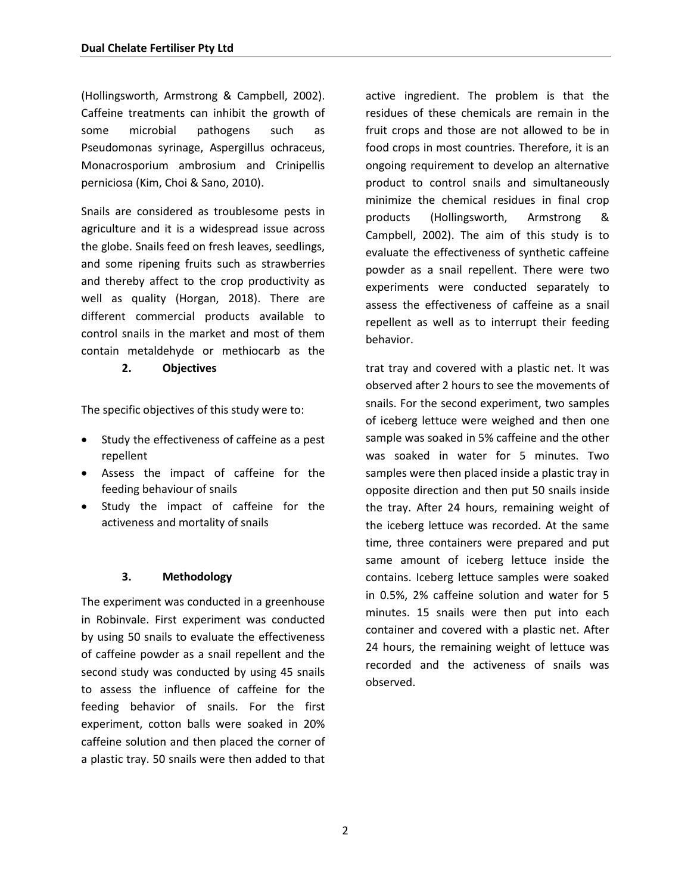(Hollingsworth, Armstrong & Campbell, 2002). Caffeine treatments can inhibit the growth of some microbial pathogens such as Pseudomonas syrinage, Aspergillus ochraceus, Monacrosporium ambrosium and Crinipellis perniciosa (Kim, Choi & Sano, 2010).

Snails are considered as troublesome pests in agriculture and it is a widespread issue across the globe. Snails feed on fresh leaves, seedlings, and some ripening fruits such as strawberries and thereby affect to the crop productivity as well as quality (Horgan, 2018). There are different commercial products available to control snails in the market and most of them contain metaldehyde or methiocarb as the active ingredient. The problem is that the residues of these chemicals are remain in the fruit crops and those are not allowed to be in food crops in most countries. Therefore, it is an ongoing requirement to develop an alternative product to control snails and simultaneously minimize the chemical residues in final crop products (Hollingsworth, Armstrong & Campbell, 2002). The aim of this study is to evaluate the effectiveness of synthetic caffeine powder as a snail repellent. There were two experiments were conducted separately to assess the effectiveness of caffeine as a snail repellent as well as to interrupt their feeding behavior.

## 2. Objectives

The specific objectives of this study were to:

- Study the effectiveness of caffeine as a pest repellent
- Assess the impact of caffeine for the feeding behaviour of snails
- Study the impact of caffeine for the activeness and mortality of snails

## 3. Methodology

The experiment was conducted in a greenhouse in Robinvale. First experiment was conducted by using 50 snails to evaluate the effectiveness of caffeine powder as a snail repellent and the second study was conducted by using 45 snails to assess the influence of caffeine for the feeding behavior of snails. For the first experiment, cotton balls were soaked in 20% caffeine solution and then placed the corner of a plastic tray. 50 snails were then added to that trat tray and covered with a plastic net. It was observed after 2 hours to see the movements of snails. For the second experiment, two samples of iceberg lettuce were weighed and then one sample was soaked in 5% caffeine and the other was soaked in water for 5 minutes. Two samples were then placed inside a plastic tray in opposite direction and then put 50 snails inside the tray. After 24 hours, remaining weight of the iceberg lettuce was recorded. At the same time, three containers were prepared and put same amount of iceberg lettuce inside the contains. Iceberg lettuce samples were soaked in 0.5%, 2% caffeine solution and water for 5 minutes. 15 snails were then put into each container and covered with a plastic net. After 24 hours, the remaining weight of lettuce was recorded and the activeness of snails was observed.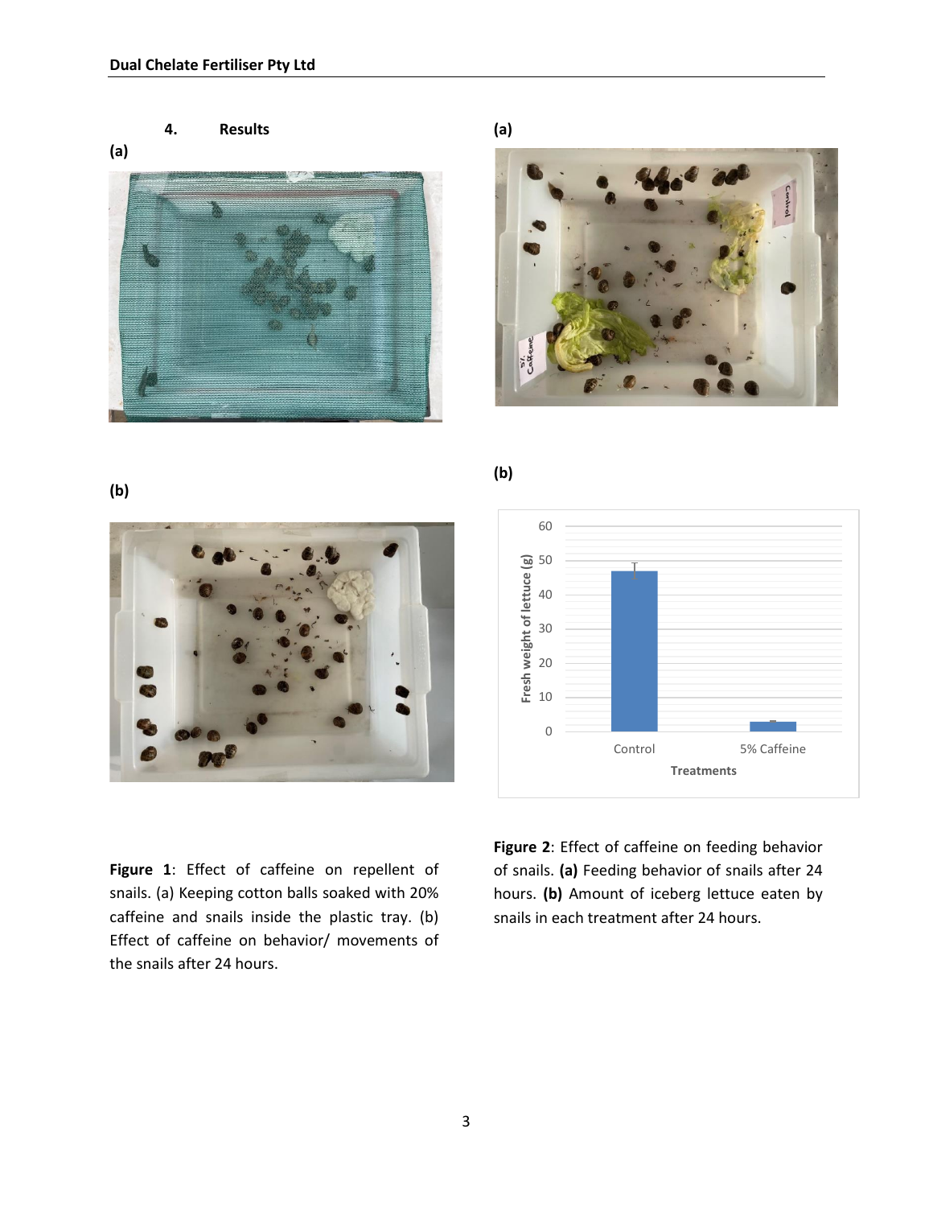## 4. Results

(a)

(a)

(b)

(b)

**Figure 1**: Effect of caffeine on repellent of snails. (a) Keeping cotton balls soaked with 20% caffeine and snails inside the plastic tray. (b) Effect of caffeine on behavior/ movements of the snails after 24 hours.

**Figure 2**: Effect of caffeine on feeding behavior of snails. **(a)** Feeding behavior of snails after 24 hours. **(b)** Amount of iceberg lettuce eaten by snails in each treatment after 24 hours.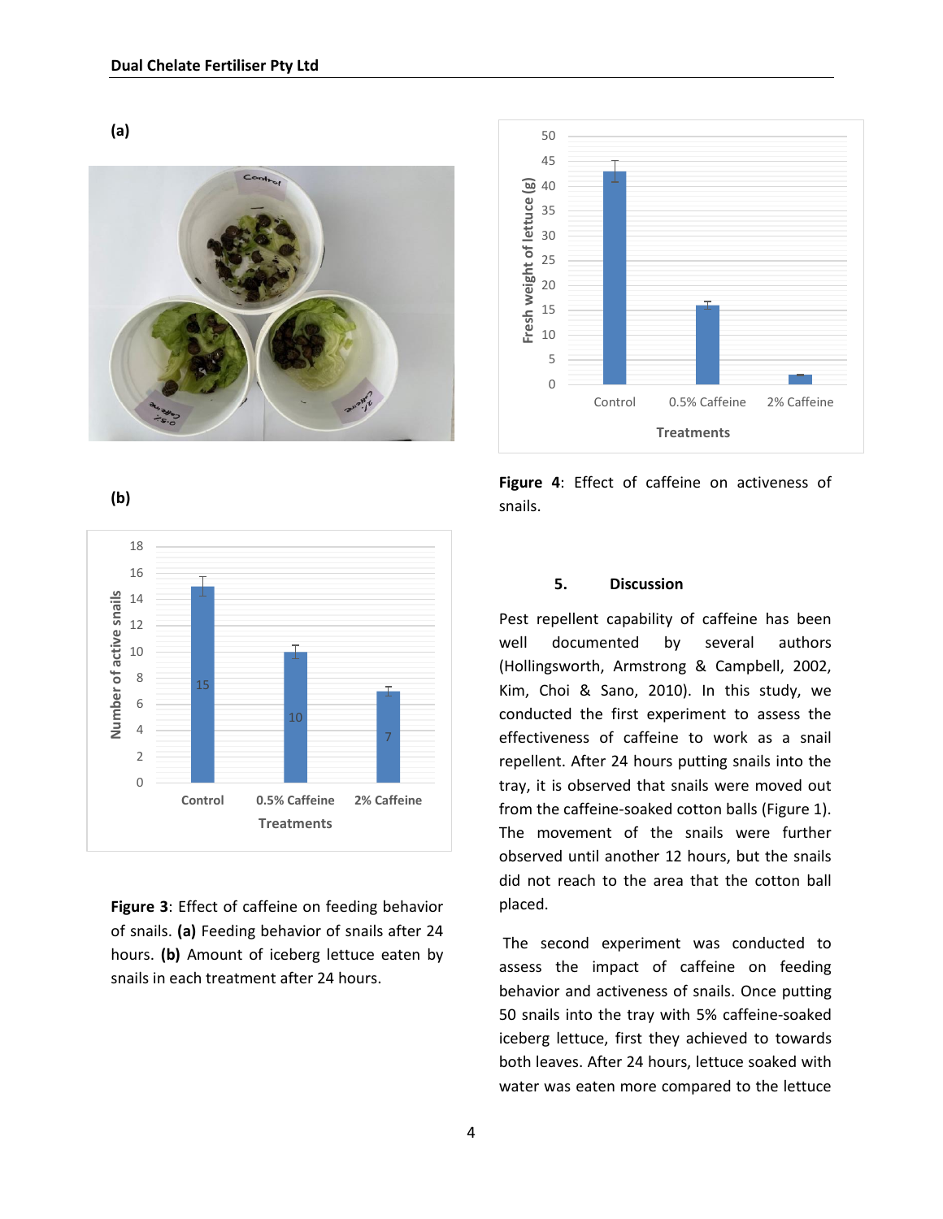(a)

(b)

**Figure 3**: Effect of caffeine on feeding behavior of snails. **(a)** Feeding behavior of snails after 24 hours. **(b)** Amount of iceberg lettuce eaten by snails in each treatment after 24 hours.

**Figure 4**: Effect of caffeine on activeness of snails.

## 5. Discussion

Pest repellent capability of caffeine has been well documented by several authors (Hollingsworth, Armstrong & Campbell, 2002, Kim, Choi & Sano, 2010). In this study, we conducted the first experiment to assess the effectiveness of caffeine to work as a snail repellent. After 24 hours putting snails into the tray, it is observed that snails were moved out from the caffeine-soaked cotton balls (Figure 1). The movement of the snails were further observed until another 12 hours, but the snails did not reach to the area that the cotton ball placed.

The second experiment was conducted to assess the impact of caffeine on feeding behavior and activeness of snails. Once putting 50 snails into the tray with 5% caffeine-soaked iceberg lettuce, first they achieved to towards both leaves. After 24 hours, lettuce soaked with water was eaten more compared to the lettuce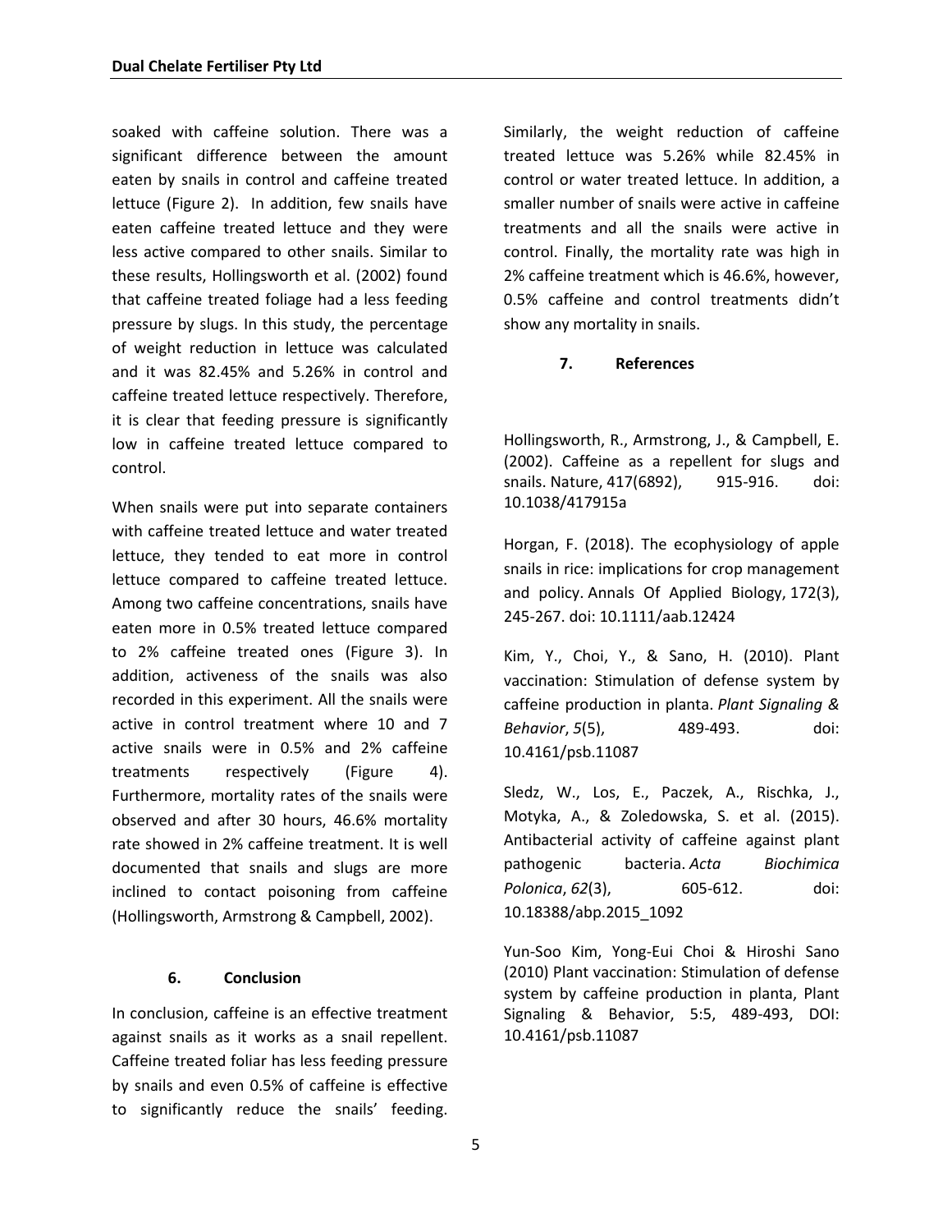soaked with caffeine solution. There was a significant difference between the amount eaten by snails in control and caffeine treated lettuce (Figure 2). In addition, few snails have eaten caffeine treated lettuce and they were less active compared to other snails. Similar to these results, Hollingsworth et al. (2002) found that caffeine treated foliage had a less feeding pressure by slugs. In this study, the percentage of weight reduction in lettuce was calculated and it was 82.45% and 5.26% in control and caffeine treated lettuce respectively. Therefore, it is clear that feeding pressure is significantly low in caffeine treated lettuce compared to control.

When snails were put into separate containers with caffeine treated lettuce and water treated lettuce, they tended to eat more in control lettuce compared to caffeine treated lettuce. Among two caffeine concentrations, snails have eaten more in 0.5% treated lettuce compared to 2% caffeine treated ones (Figure 3). In addition, activeness of the snails was also recorded in this experiment. All the snails were active in control treatment where 10 and 7 active snails were in 0.5% and 2% caffeine treatments respectively (Figure 4). Furthermore, mortality rates of the snails were observed and after 30 hours, 46.6% mortality rate showed in 2% caffeine treatment. It is well documented that snails and slugs are more inclined to contact poisoning from caffeine (Hollingsworth, Armstrong & Campbell, 2002).

## 6. Conclusion

In conclusion, caffeine is an effective treatment against snails as it works as a snail repellent. Caffeine treated foliar has less feeding pressure by snails and even 0.5% of caffeine is effective to significantly reduce the snails' feeding. Similarly, the weight reduction of caffeine treated lettuce was 5.26% while 82.45% in control or water treated lettuce. In addition, a smaller number of snails were active in caffeine treatments and all the snails were active in control. Finally, the mortality rate was high in 2% caffeine treatment which is 46.6%, however, 0.5% caffeine and control treatments didn't show any mortality in snails.

## 7. References

Hollingsworth, R., Armstrong, J., & Campbell, E. (2002). Caffeine as a repellent for slugs and snails. Nature, 417(6892), 915-916. doi: 10.1038/417915a

Horgan, F. (2018). The ecophysiology of apple snails in rice: implications for crop management and policy. Annals Of Applied Biology, 172(3), 245-267. doi: 10.1111/aab.12424

Kim, Y., Choi, Y., & Sano, H. (2010). Plant vaccination: Stimulation of defense system by caffeine production in planta. *Plant Signaling & Behavior*, *5*(5), 489-493. doi: 10.4161/psb.11087

Sledz, W., Los, E., Paczek, A., Rischka, J., Motyka, A., & Zoledowska, S. et al. (2015). Antibacterial activity of caffeine against plant pathogenic bacteria. *Acta Biochimica Polonica*, *62*(3), 605-612. doi: 10.18388/abp.2015_1092

Yun-Soo Kim, Yong-Eui Choi & Hiroshi Sano (2010) Plant vaccination: Stimulation of defense system by caffeine production in planta, Plant Signaling & Behavior, 5:5, 489-493, DOI: 10.4161/psb.11087